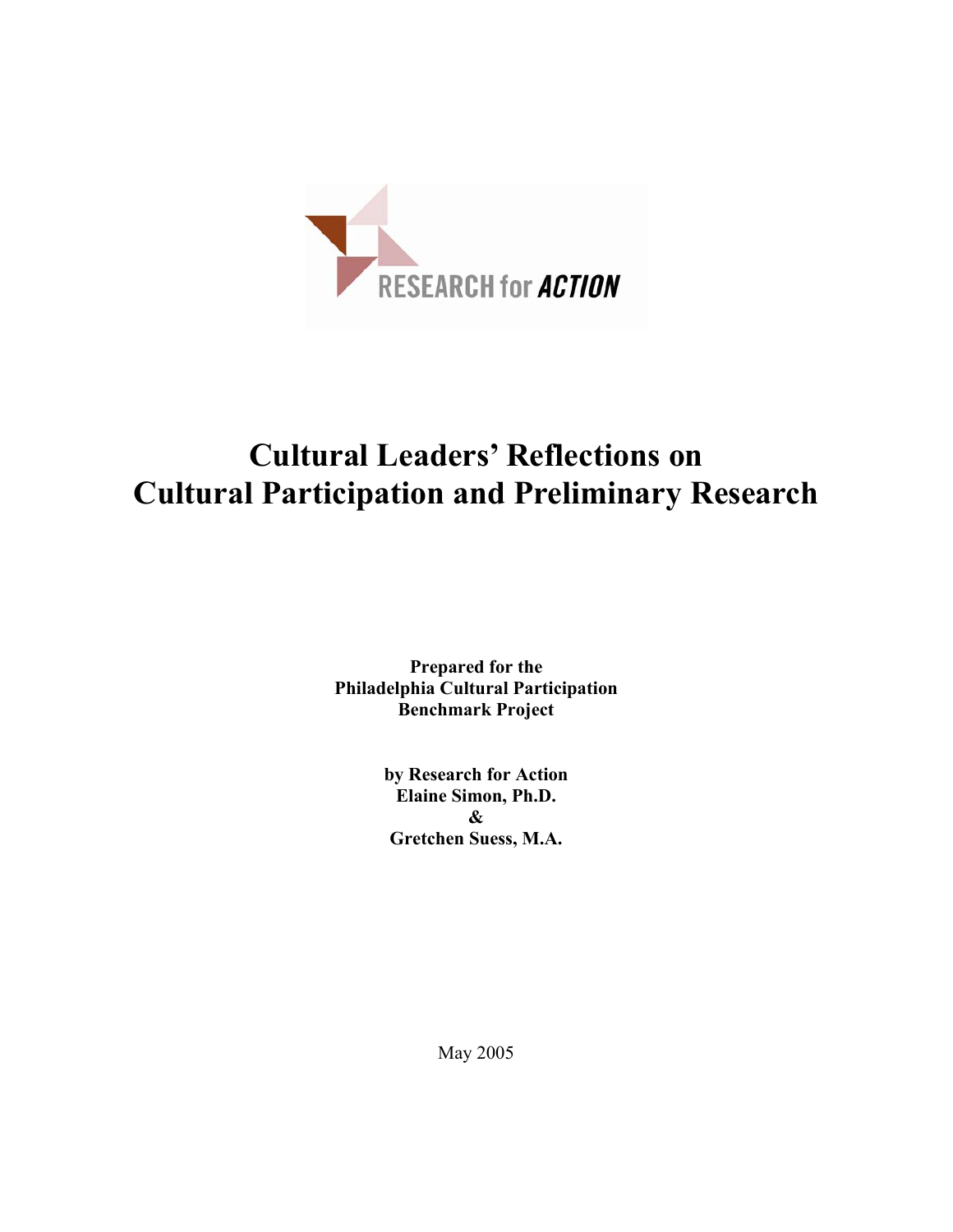RESEARCH for ACTION

# Cultural Leaders' Reflections on Cultural Participation and Preliminary Research

**Prepared for the Philadelphia Cultural Participation Benchmark Project**

**by Research for Action**
**Elaine Simon, Ph.D.**
**&**
**Gretchen Suess, M.A.**

May 2005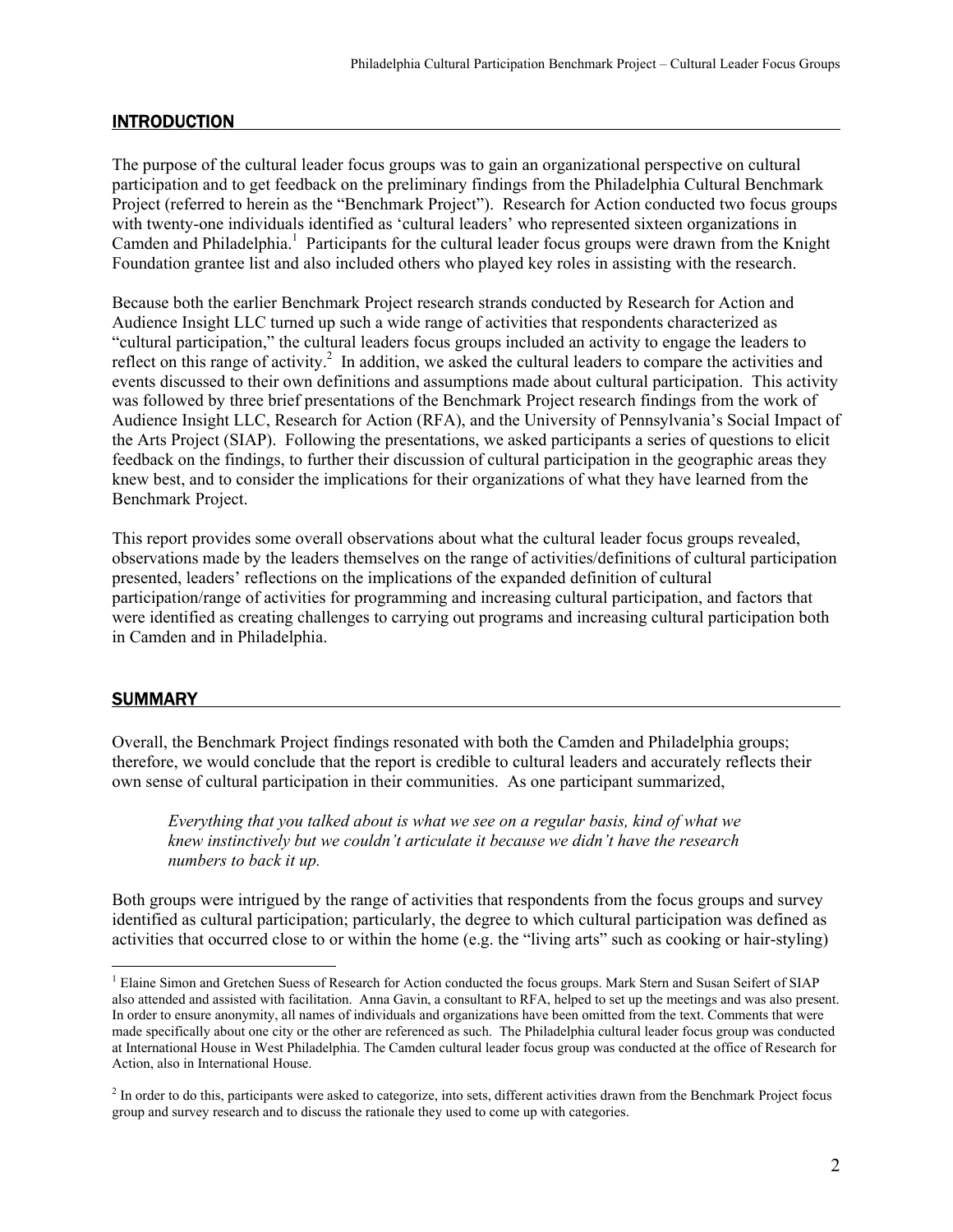## INTRODUCTION

The purpose of the cultural leader focus groups was to gain an organizational perspective on cultural participation and to get feedback on the preliminary findings from the Philadelphia Cultural Benchmark Project (referred to herein as the "Benchmark Project"). Research for Action conducted two focus groups with twenty-one individuals identified as 'cultural leaders' who represented sixteen organizations in Camden and Philadelphia.[1] Participants for the cultural leader focus groups were drawn from the Knight Foundation grantee list and also included others who played key roles in assisting with the research.

Because both the earlier Benchmark Project research strands conducted by Research for Action and Audience Insight LLC turned up such a wide range of activities that respondents characterized as "cultural participation," the cultural leaders focus groups included an activity to engage the leaders to reflect on this range of activity.[2] In addition, we asked the cultural leaders to compare the activities and events discussed to their own definitions and assumptions made about cultural participation. This activity was followed by three brief presentations of the Benchmark Project research findings from the work of Audience Insight LLC, Research for Action (RFA), and the University of Pennsylvania's Social Impact of the Arts Project (SIAP). Following the presentations, we asked participants a series of questions to elicit feedback on the findings, to further their discussion of cultural participation in the geographic areas they knew best, and to consider the implications for their organizations of what they have learned from the Benchmark Project.

This report provides some overall observations about what the cultural leader focus groups revealed, observations made by the leaders themselves on the range of activities/definitions of cultural participation presented, leaders' reflections on the implications of the expanded definition of cultural participation/range of activities for programming and increasing cultural participation, and factors that were identified as creating challenges to carrying out programs and increasing cultural participation both in Camden and in Philadelphia.

## SUMMARY

Overall, the Benchmark Project findings resonated with both the Camden and Philadelphia groups; therefore, we would conclude that the report is credible to cultural leaders and accurately reflects their own sense of cultural participation in their communities. As one participant summarized,

> *Everything that you talked about is what we see on a regular basis, kind of what we knew instinctively but we couldn't articulate it because we didn't have the research numbers to back it up.*

Both groups were intrigued by the range of activities that respondents from the focus groups and survey identified as cultural participation; particularly, the degree to which cultural participation was defined as activities that occurred close to or within the home (e.g. the "living arts" such as cooking or hair-styling)

---

[1] Elaine Simon and Gretchen Suess of Research for Action conducted the focus groups. Mark Stern and Susan Seifert of SIAP also attended and assisted with facilitation. Anna Gavin, a consultant to RFA, helped to set up the meetings and was also present. In order to ensure anonymity, all names of individuals and organizations have been omitted from the text. Comments that were made specifically about one city or the other are referenced as such. The Philadelphia cultural leader focus group was conducted at International House in West Philadelphia. The Camden cultural leader focus group was conducted at the office of Research for Action, also in International House.

[2] In order to do this, participants were asked to categorize, into sets, different activities drawn from the Benchmark Project focus group and survey research and to discuss the rationale they used to come up with categories.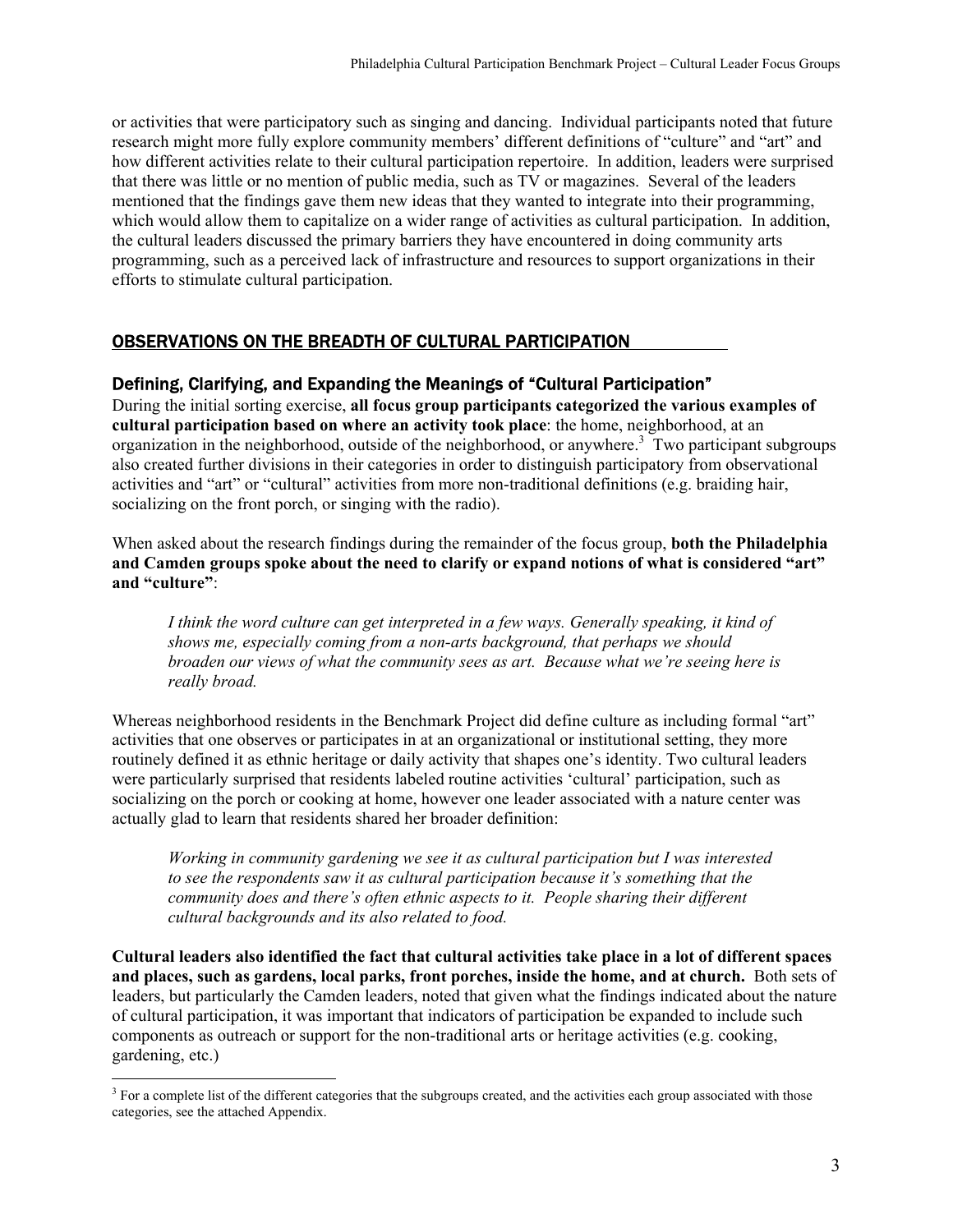or activities that were participatory such as singing and dancing. Individual participants noted that future research might more fully explore community members' different definitions of "culture" and "art" and how different activities relate to their cultural participation repertoire. In addition, leaders were surprised that there was little or no mention of public media, such as TV or magazines. Several of the leaders mentioned that the findings gave them new ideas that they wanted to integrate into their programming, which would allow them to capitalize on a wider range of activities as cultural participation. In addition, the cultural leaders discussed the primary barriers they have encountered in doing community arts programming, such as a perceived lack of infrastructure and resources to support organizations in their efforts to stimulate cultural participation.

## OBSERVATIONS ON THE BREADTH OF CULTURAL PARTICIPATION

### Defining, Clarifying, and Expanding the Meanings of "Cultural Participation"

During the initial sorting exercise, **all focus group participants categorized the various examples of cultural participation based on where an activity took place**: the home, neighborhood, at an organization in the neighborhood, outside of the neighborhood, or anywhere.[3] Two participant subgroups also created further divisions in their categories in order to distinguish participatory from observational activities and "art" or "cultural" activities from more non-traditional definitions (e.g. braiding hair, socializing on the front porch, or singing with the radio).

When asked about the research findings during the remainder of the focus group, **both the Philadelphia and Camden groups spoke about the need to clarify or expand notions of what is considered "art" and "culture"**:

> *I think the word culture can get interpreted in a few ways. Generally speaking, it kind of shows me, especially coming from a non-arts background, that perhaps we should broaden our views of what the community sees as art. Because what we're seeing here is really broad.*

Whereas neighborhood residents in the Benchmark Project did define culture as including formal "art" activities that one observes or participates in at an organizational or institutional setting, they more routinely defined it as ethnic heritage or daily activity that shapes one's identity. Two cultural leaders were particularly surprised that residents labeled routine activities 'cultural' participation, such as socializing on the porch or cooking at home, however one leader associated with a nature center was actually glad to learn that residents shared her broader definition:

> *Working in community gardening we see it as cultural participation but I was interested to see the respondents saw it as cultural participation because it's something that the community does and there's often ethnic aspects to it. People sharing their different cultural backgrounds and its also related to food.*

**Cultural leaders also identified the fact that cultural activities take place in a lot of different spaces and places, such as gardens, local parks, front porches, inside the home, and at church.** Both sets of leaders, but particularly the Camden leaders, noted that given what the findings indicated about the nature of cultural participation, it was important that indicators of participation be expanded to include such components as outreach or support for the non-traditional arts or heritage activities (e.g. cooking, gardening, etc.)

---

[3] For a complete list of the different categories that the subgroups created, and the activities each group associated with those categories, see the attached Appendix.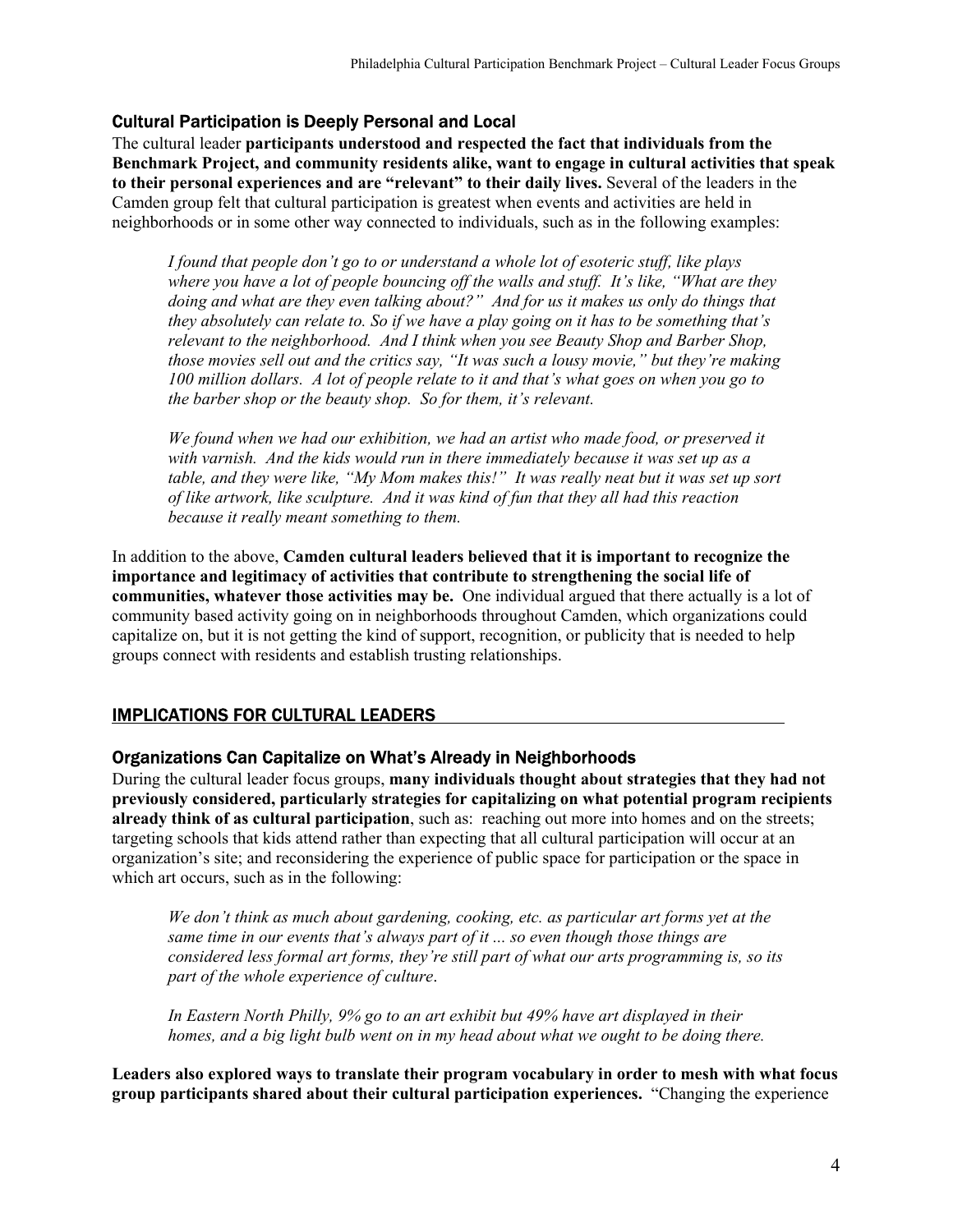### Cultural Participation is Deeply Personal and Local

The cultural leader **participants understood and respected the fact that individuals from the Benchmark Project, and community residents alike, want to engage in cultural activities that speak to their personal experiences and are "relevant" to their daily lives.** Several of the leaders in the Camden group felt that cultural participation is greatest when events and activities are held in neighborhoods or in some other way connected to individuals, such as in the following examples:

> *I found that people don't go to or understand a whole lot of esoteric stuff, like plays where you have a lot of people bouncing off the walls and stuff. It's like, "What are they doing and what are they even talking about?" And for us it makes us only do things that they absolutely can relate to. So if we have a play going on it has to be something that's relevant to the neighborhood. And I think when you see Beauty Shop and Barber Shop, those movies sell out and the critics say, "It was such a lousy movie," but they're making 100 million dollars. A lot of people relate to it and that's what goes on when you go to the barber shop or the beauty shop. So for them, it's relevant.*
>
> *We found when we had our exhibition, we had an artist who made food, or preserved it with varnish. And the kids would run in there immediately because it was set up as a table, and they were like, "My Mom makes this!" It was really neat but it was set up sort of like artwork, like sculpture. And it was kind of fun that they all had this reaction because it really meant something to them.*

In addition to the above, **Camden cultural leaders believed that it is important to recognize the importance and legitimacy of activities that contribute to strengthening the social life of communities, whatever those activities may be.** One individual argued that there actually is a lot of community based activity going on in neighborhoods throughout Camden, which organizations could capitalize on, but it is not getting the kind of support, recognition, or publicity that is needed to help groups connect with residents and establish trusting relationships.

## IMPLICATIONS FOR CULTURAL LEADERS

### Organizations Can Capitalize on What's Already in Neighborhoods

During the cultural leader focus groups, **many individuals thought about strategies that they had not previously considered, particularly strategies for capitalizing on what potential program recipients already think of as cultural participation**, such as: reaching out more into homes and on the streets; targeting schools that kids attend rather than expecting that all cultural participation will occur at an organization's site; and reconsidering the experience of public space for participation or the space in which art occurs, such as in the following:

> *We don't think as much about gardening, cooking, etc. as particular art forms yet at the same time in our events that's always part of it ... so even though those things are considered less formal art forms, they're still part of what our arts programming is, so its part of the whole experience of culture*.
>
> *In Eastern North Philly, 9% go to an art exhibit but 49% have art displayed in their homes, and a big light bulb went on in my head about what we ought to be doing there.*

**Leaders also explored ways to translate their program vocabulary in order to mesh with what focus group participants shared about their cultural participation experiences.** "Changing the experience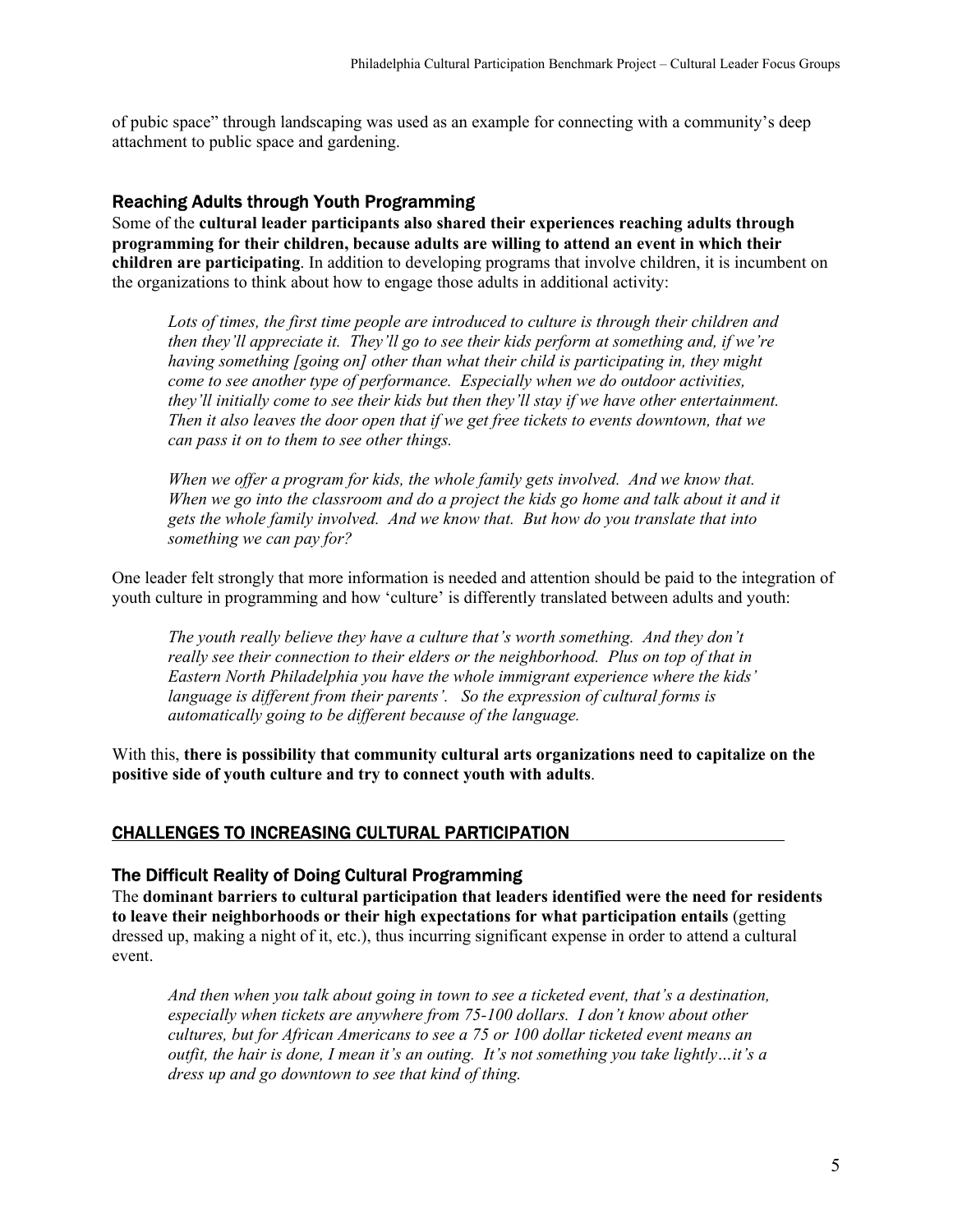of pubic space" through landscaping was used as an example for connecting with a community's deep attachment to public space and gardening.

### Reaching Adults through Youth Programming

Some of the **cultural leader participants also shared their experiences reaching adults through programming for their children, because adults are willing to attend an event in which their children are participating**. In addition to developing programs that involve children, it is incumbent on the organizations to think about how to engage those adults in additional activity:

> *Lots of times, the first time people are introduced to culture is through their children and then they'll appreciate it. They'll go to see their kids perform at something and, if we're having something [going on] other than what their child is participating in, they might come to see another type of performance. Especially when we do outdoor activities, they'll initially come to see their kids but then they'll stay if we have other entertainment. Then it also leaves the door open that if we get free tickets to events downtown, that we can pass it on to them to see other things.*
>
> *When we offer a program for kids, the whole family gets involved. And we know that. When we go into the classroom and do a project the kids go home and talk about it and it gets the whole family involved. And we know that. But how do you translate that into something we can pay for?*

One leader felt strongly that more information is needed and attention should be paid to the integration of youth culture in programming and how 'culture' is differently translated between adults and youth:

> *The youth really believe they have a culture that's worth something. And they don't really see their connection to their elders or the neighborhood. Plus on top of that in Eastern North Philadelphia you have the whole immigrant experience where the kids' language is different from their parents'. So the expression of cultural forms is automatically going to be different because of the language.*

With this, **there is possibility that community cultural arts organizations need to capitalize on the positive side of youth culture and try to connect youth with adults**.

## CHALLENGES TO INCREASING CULTURAL PARTICIPATION

### The Difficult Reality of Doing Cultural Programming

The **dominant barriers to cultural participation that leaders identified were the need for residents to leave their neighborhoods or their high expectations for what participation entails** (getting dressed up, making a night of it, etc.), thus incurring significant expense in order to attend a cultural event.

> *And then when you talk about going in town to see a ticketed event, that's a destination, especially when tickets are anywhere from 75-100 dollars. I don't know about other cultures, but for African Americans to see a 75 or 100 dollar ticketed event means an outfit, the hair is done, I mean it's an outing. It's not something you take lightly…it's a dress up and go downtown to see that kind of thing.*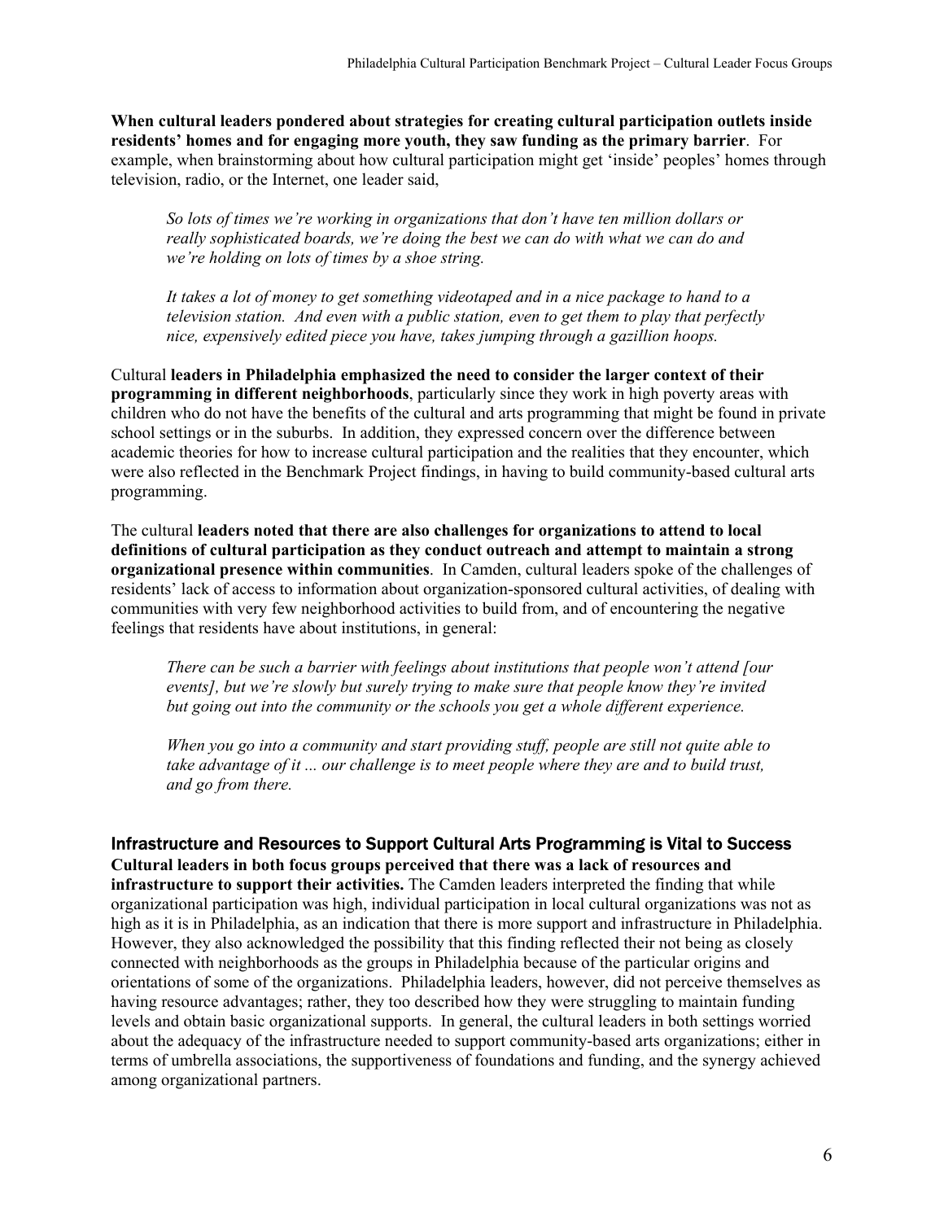**When cultural leaders pondered about strategies for creating cultural participation outlets inside residents' homes and for engaging more youth, they saw funding as the primary barrier**. For example, when brainstorming about how cultural participation might get 'inside' peoples' homes through television, radio, or the Internet, one leader said,

> *So lots of times we're working in organizations that don't have ten million dollars or really sophisticated boards, we're doing the best we can do with what we can do and we're holding on lots of times by a shoe string.*
>
> *It takes a lot of money to get something videotaped and in a nice package to hand to a television station. And even with a public station, even to get them to play that perfectly nice, expensively edited piece you have, takes jumping through a gazillion hoops.*

Cultural **leaders in Philadelphia emphasized the need to consider the larger context of their programming in different neighborhoods**, particularly since they work in high poverty areas with children who do not have the benefits of the cultural and arts programming that might be found in private school settings or in the suburbs. In addition, they expressed concern over the difference between academic theories for how to increase cultural participation and the realities that they encounter, which were also reflected in the Benchmark Project findings, in having to build community-based cultural arts programming.

The cultural **leaders noted that there are also challenges for organizations to attend to local definitions of cultural participation as they conduct outreach and attempt to maintain a strong organizational presence within communities**. In Camden, cultural leaders spoke of the challenges of residents' lack of access to information about organization-sponsored cultural activities, of dealing with communities with very few neighborhood activities to build from, and of encountering the negative feelings that residents have about institutions, in general:

> *There can be such a barrier with feelings about institutions that people won't attend [our events], but we're slowly but surely trying to make sure that people know they're invited but going out into the community or the schools you get a whole different experience.*
>
> *When you go into a community and start providing stuff, people are still not quite able to take advantage of it ... our challenge is to meet people where they are and to build trust, and go from there.*

## Infrastructure and Resources to Support Cultural Arts Programming is Vital to Success

**Cultural leaders in both focus groups perceived that there was a lack of resources and infrastructure to support their activities.** The Camden leaders interpreted the finding that while organizational participation was high, individual participation in local cultural organizations was not as high as it is in Philadelphia, as an indication that there is more support and infrastructure in Philadelphia. However, they also acknowledged the possibility that this finding reflected their not being as closely connected with neighborhoods as the groups in Philadelphia because of the particular origins and orientations of some of the organizations. Philadelphia leaders, however, did not perceive themselves as having resource advantages; rather, they too described how they were struggling to maintain funding levels and obtain basic organizational supports. In general, the cultural leaders in both settings worried about the adequacy of the infrastructure needed to support community-based arts organizations; either in terms of umbrella associations, the supportiveness of foundations and funding, and the synergy achieved among organizational partners.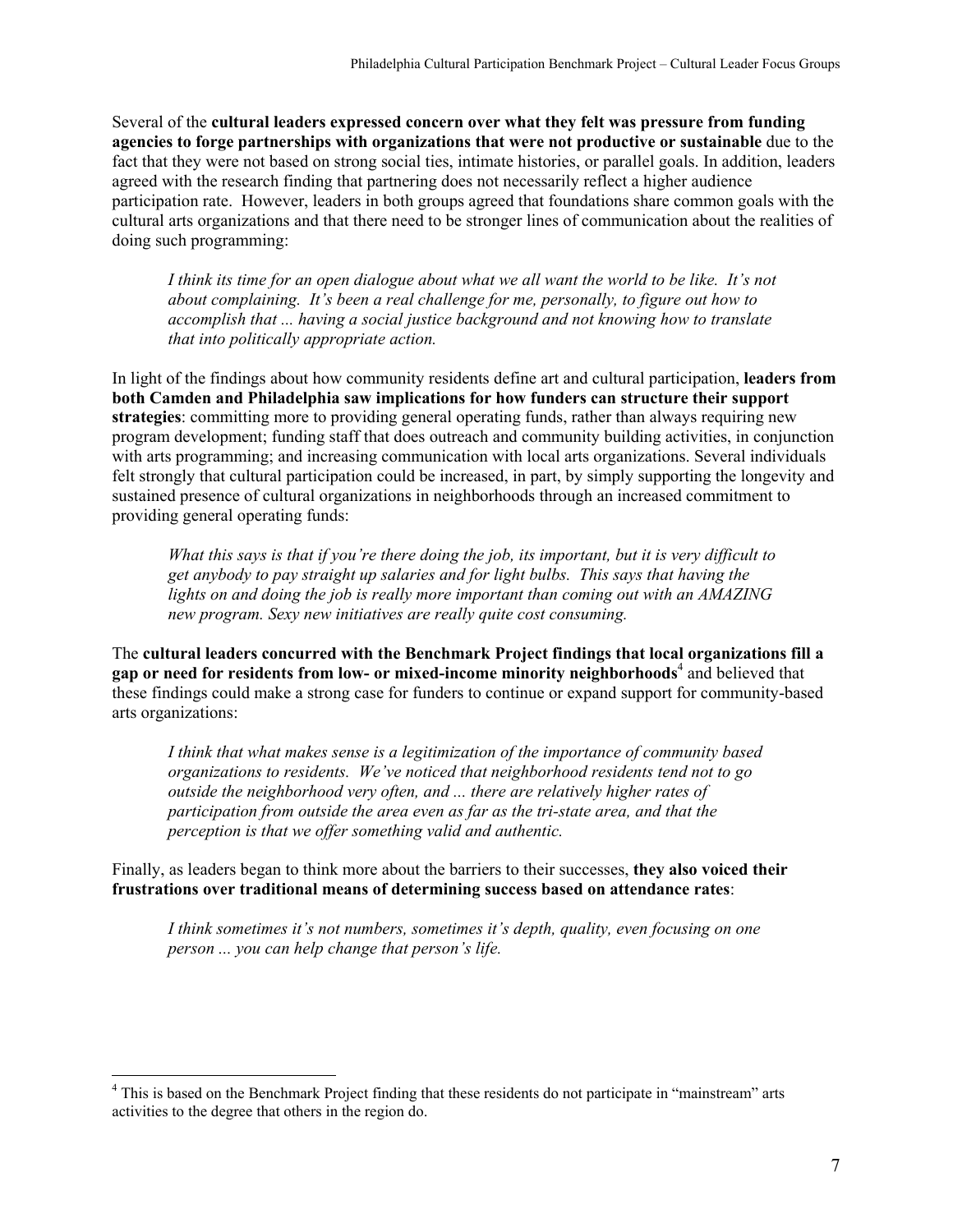Several of the **cultural leaders expressed concern over what they felt was pressure from funding agencies to forge partnerships with organizations that were not productive or sustainable** due to the fact that they were not based on strong social ties, intimate histories, or parallel goals. In addition, leaders agreed with the research finding that partnering does not necessarily reflect a higher audience participation rate. However, leaders in both groups agreed that foundations share common goals with the cultural arts organizations and that there need to be stronger lines of communication about the realities of doing such programming:

> *I think its time for an open dialogue about what we all want the world to be like. It's not about complaining. It's been a real challenge for me, personally, to figure out how to accomplish that ... having a social justice background and not knowing how to translate that into politically appropriate action.*

In light of the findings about how community residents define art and cultural participation, **leaders from both Camden and Philadelphia saw implications for how funders can structure their support strategies**: committing more to providing general operating funds, rather than always requiring new program development; funding staff that does outreach and community building activities, in conjunction with arts programming; and increasing communication with local arts organizations. Several individuals felt strongly that cultural participation could be increased, in part, by simply supporting the longevity and sustained presence of cultural organizations in neighborhoods through an increased commitment to providing general operating funds:

> *What this says is that if you're there doing the job, its important, but it is very difficult to get anybody to pay straight up salaries and for light bulbs. This says that having the lights on and doing the job is really more important than coming out with an AMAZING new program. Sexy new initiatives are really quite cost consuming.*

The **cultural leaders concurred with the Benchmark Project findings that local organizations fill a gap or need for residents from low- or mixed-income minority neighborhoods**[4] and believed that these findings could make a strong case for funders to continue or expand support for community-based arts organizations:

> *I think that what makes sense is a legitimization of the importance of community based organizations to residents. We've noticed that neighborhood residents tend not to go outside the neighborhood very often, and ... there are relatively higher rates of participation from outside the area even as far as the tri-state area, and that the perception is that we offer something valid and authentic.*

Finally, as leaders began to think more about the barriers to their successes, **they also voiced their frustrations over traditional means of determining success based on attendance rates**:

> *I think sometimes it's not numbers, sometimes it's depth, quality, even focusing on one person ... you can help change that person's life.*

---

[4] This is based on the Benchmark Project finding that these residents do not participate in "mainstream" arts activities to the degree that others in the region do.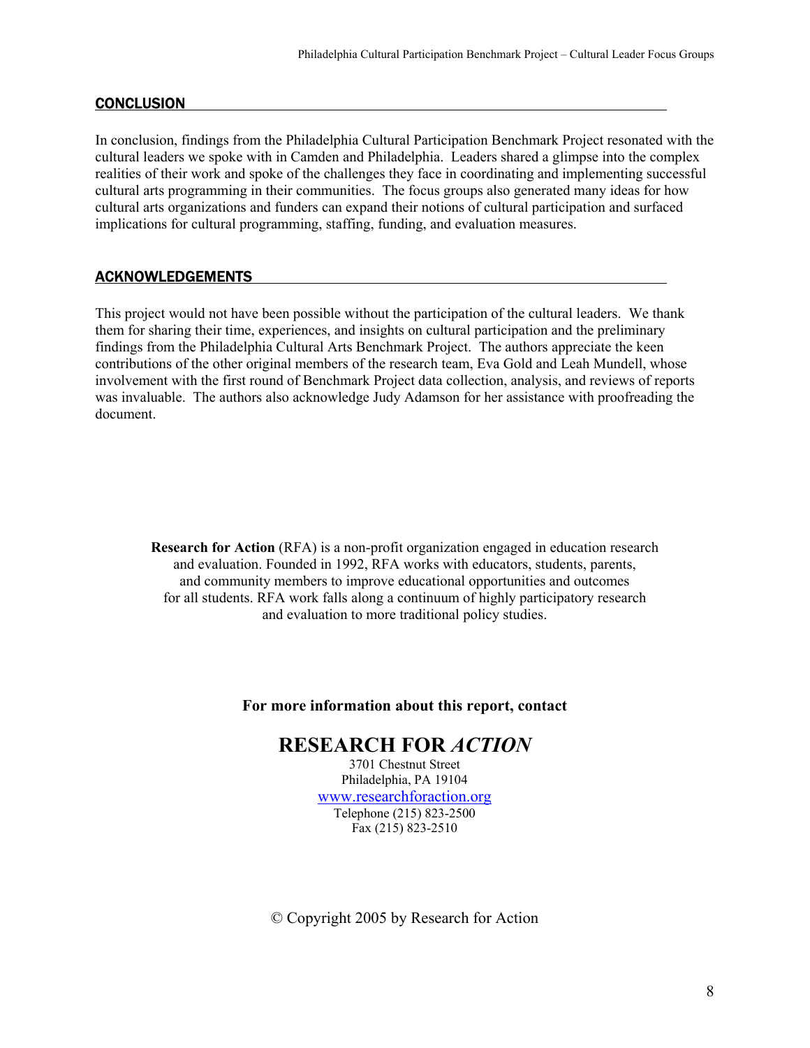## CONCLUSION

In conclusion, findings from the Philadelphia Cultural Participation Benchmark Project resonated with the cultural leaders we spoke with in Camden and Philadelphia. Leaders shared a glimpse into the complex realities of their work and spoke of the challenges they face in coordinating and implementing successful cultural arts programming in their communities. The focus groups also generated many ideas for how cultural arts organizations and funders can expand their notions of cultural participation and surfaced implications for cultural programming, staffing, funding, and evaluation measures.

## ACKNOWLEDGEMENTS

This project would not have been possible without the participation of the cultural leaders. We thank them for sharing their time, experiences, and insights on cultural participation and the preliminary findings from the Philadelphia Cultural Arts Benchmark Project. The authors appreciate the keen contributions of the other original members of the research team, Eva Gold and Leah Mundell, whose involvement with the first round of Benchmark Project data collection, analysis, and reviews of reports was invaluable. The authors also acknowledge Judy Adamson for her assistance with proofreading the document.

**Research for Action** (RFA) is a non-profit organization engaged in education research and evaluation. Founded in 1992, RFA works with educators, students, parents, and community members to improve educational opportunities and outcomes for all students. RFA work falls along a continuum of highly participatory research and evaluation to more traditional policy studies.

**For more information about this report, contact**

**RESEARCH FOR *ACTION***

3701 Chestnut Street
Philadelphia, PA 19104
www.researchforaction.org
Telephone (215) 823-2500
Fax (215) 823-2510

© Copyright 2005 by Research for Action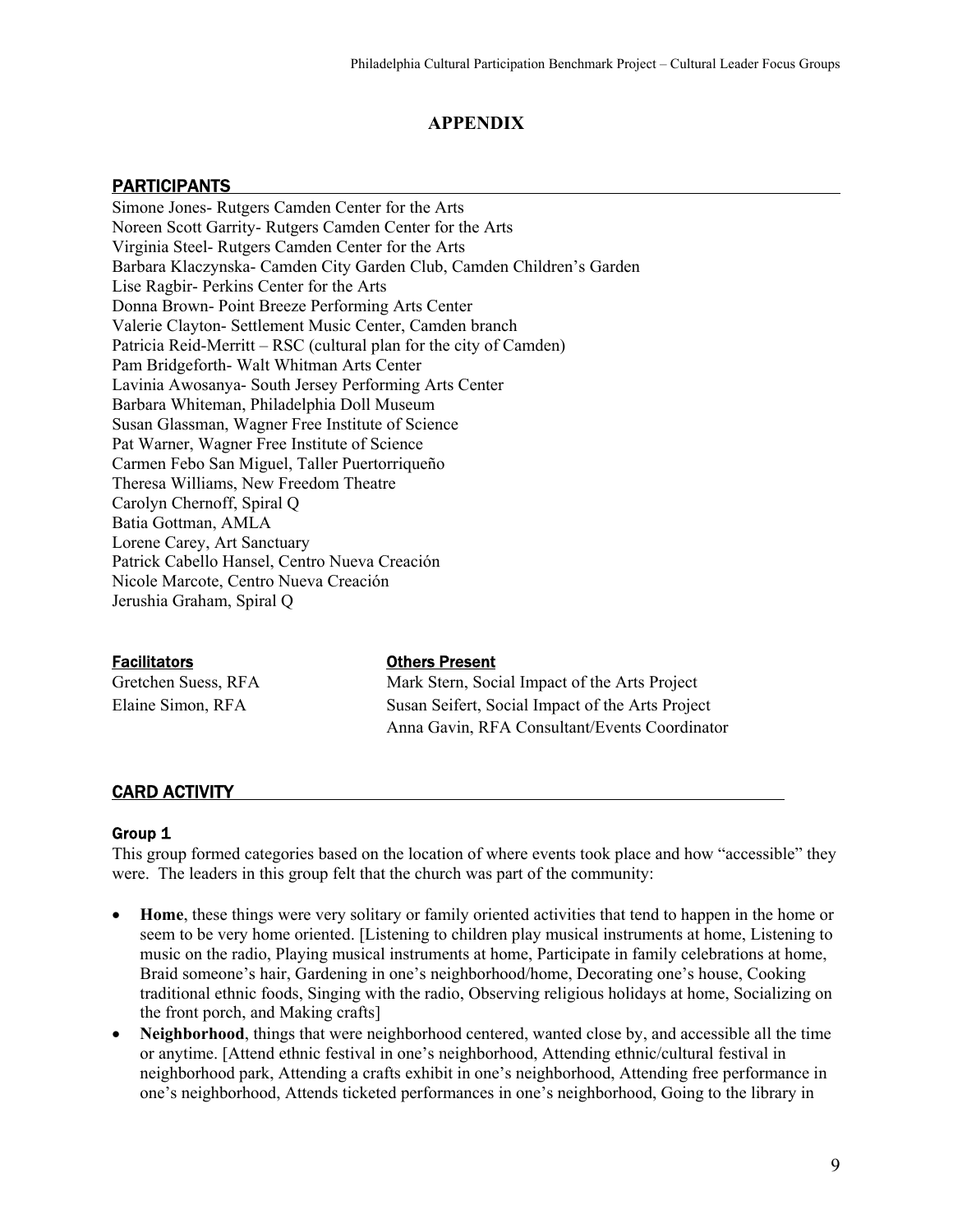# APPENDIX

## PARTICIPANTS

Simone Jones- Rutgers Camden Center for the Arts
Noreen Scott Garrity- Rutgers Camden Center for the Arts
Virginia Steel- Rutgers Camden Center for the Arts
Barbara Klaczynska- Camden City Garden Club, Camden Children's Garden
Lise Ragbir- Perkins Center for the Arts
Donna Brown- Point Breeze Performing Arts Center
Valerie Clayton- Settlement Music Center, Camden branch
Patricia Reid-Merritt – RSC (cultural plan for the city of Camden)
Pam Bridgeforth- Walt Whitman Arts Center
Lavinia Awosanya- South Jersey Performing Arts Center
Barbara Whiteman, Philadelphia Doll Museum
Susan Glassman, Wagner Free Institute of Science
Pat Warner, Wagner Free Institute of Science
Carmen Febo San Miguel, Taller Puertorriqueño
Theresa Williams, New Freedom Theatre
Carolyn Chernoff, Spiral Q
Batia Gottman, AMLA
Lorene Carey, Art Sanctuary
Patrick Cabello Hansel, Centro Nueva Creación
Nicole Marcote, Centro Nueva Creación
Jerushia Graham, Spiral Q

**Facilitators**
Gretchen Suess, RFA
Elaine Simon, RFA

**Others Present**
Mark Stern, Social Impact of the Arts Project
Susan Seifert, Social Impact of the Arts Project
Anna Gavin, RFA Consultant/Events Coordinator

## CARD ACTIVITY

### Group 1

This group formed categories based on the location of where events took place and how "accessible" they were. The leaders in this group felt that the church was part of the community:

- **Home**, these things were very solitary or family oriented activities that tend to happen in the home or seem to be very home oriented. [Listening to children play musical instruments at home, Listening to music on the radio, Playing musical instruments at home, Participate in family celebrations at home, Braid someone's hair, Gardening in one's neighborhood/home, Decorating one's house, Cooking traditional ethnic foods, Singing with the radio, Observing religious holidays at home, Socializing on the front porch, and Making crafts]
- **Neighborhood**, things that were neighborhood centered, wanted close by, and accessible all the time or anytime. [Attend ethnic festival in one's neighborhood, Attending ethnic/cultural festival in neighborhood park, Attending a crafts exhibit in one's neighborhood, Attending free performance in one's neighborhood, Attends ticketed performances in one's neighborhood, Going to the library in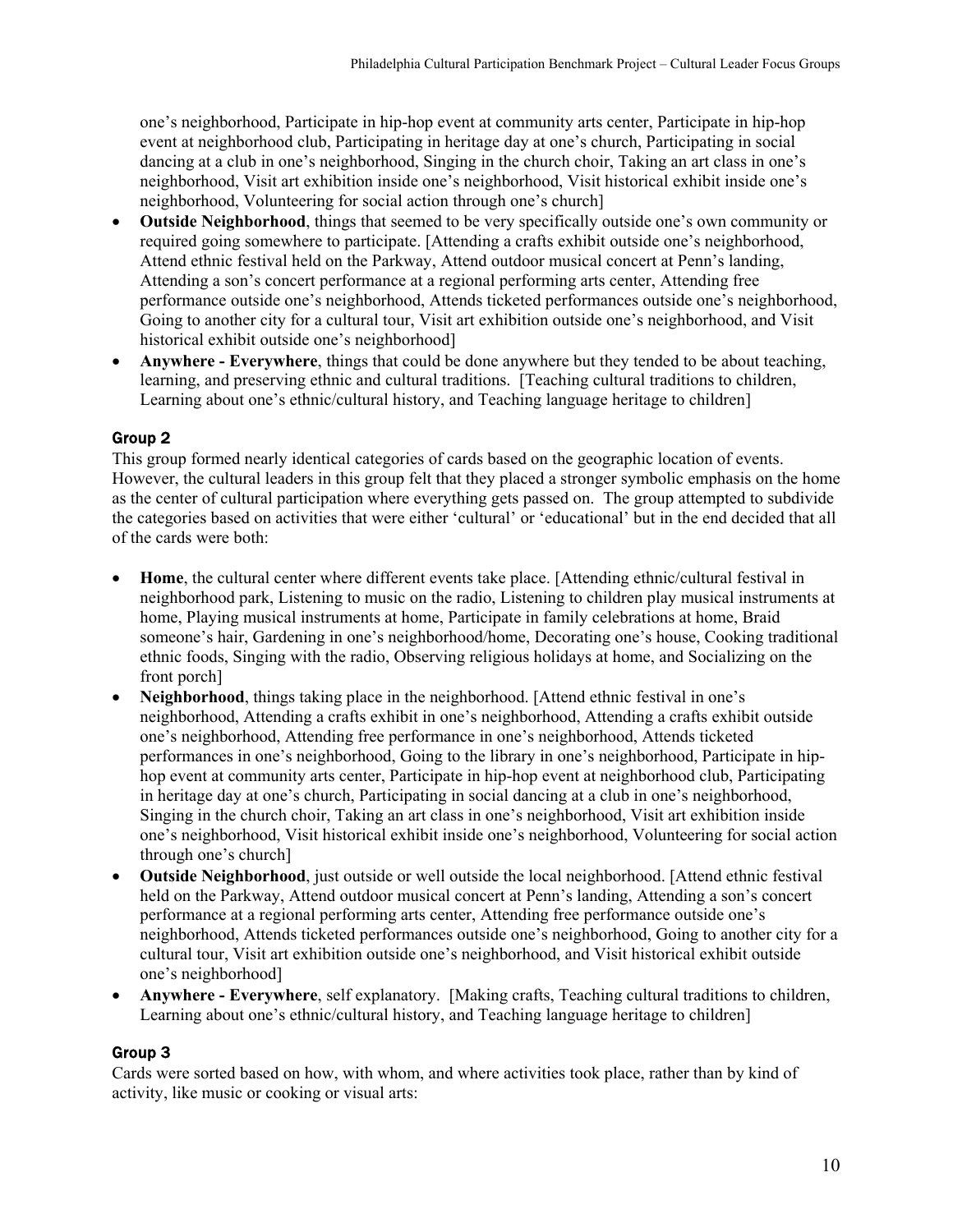one's neighborhood, Participate in hip-hop event at community arts center, Participate in hip-hop event at neighborhood club, Participating in heritage day at one's church, Participating in social dancing at a club in one's neighborhood, Singing in the church choir, Taking an art class in one's neighborhood, Visit art exhibition inside one's neighborhood, Visit historical exhibit inside one's neighborhood, Volunteering for social action through one's church]

- **Outside Neighborhood**, things that seemed to be very specifically outside one's own community or required going somewhere to participate. [Attending a crafts exhibit outside one's neighborhood, Attend ethnic festival held on the Parkway, Attend outdoor musical concert at Penn's landing, Attending a son's concert performance at a regional performing arts center, Attending free performance outside one's neighborhood, Attends ticketed performances outside one's neighborhood, Going to another city for a cultural tour, Visit art exhibition outside one's neighborhood, and Visit historical exhibit outside one's neighborhood]
- **Anywhere - Everywhere**, things that could be done anywhere but they tended to be about teaching, learning, and preserving ethnic and cultural traditions. [Teaching cultural traditions to children, Learning about one's ethnic/cultural history, and Teaching language heritage to children]

### Group 2

This group formed nearly identical categories of cards based on the geographic location of events. However, the cultural leaders in this group felt that they placed a stronger symbolic emphasis on the home as the center of cultural participation where everything gets passed on. The group attempted to subdivide the categories based on activities that were either 'cultural' or 'educational' but in the end decided that all of the cards were both:

- **Home**, the cultural center where different events take place. [Attending ethnic/cultural festival in neighborhood park, Listening to music on the radio, Listening to children play musical instruments at home, Playing musical instruments at home, Participate in family celebrations at home, Braid someone's hair, Gardening in one's neighborhood/home, Decorating one's house, Cooking traditional ethnic foods, Singing with the radio, Observing religious holidays at home, and Socializing on the front porch]
- **Neighborhood**, things taking place in the neighborhood. [Attend ethnic festival in one's neighborhood, Attending a crafts exhibit in one's neighborhood, Attending a crafts exhibit outside one's neighborhood, Attending free performance in one's neighborhood, Attends ticketed performances in one's neighborhood, Going to the library in one's neighborhood, Participate in hip-hop event at community arts center, Participate in hip-hop event at neighborhood club, Participating in heritage day at one's church, Participating in social dancing at a club in one's neighborhood, Singing in the church choir, Taking an art class in one's neighborhood, Visit art exhibition inside one's neighborhood, Visit historical exhibit inside one's neighborhood, Volunteering for social action through one's church]
- **Outside Neighborhood**, just outside or well outside the local neighborhood. [Attend ethnic festival held on the Parkway, Attend outdoor musical concert at Penn's landing, Attending a son's concert performance at a regional performing arts center, Attending free performance outside one's neighborhood, Attends ticketed performances outside one's neighborhood, Going to another city for a cultural tour, Visit art exhibition outside one's neighborhood, and Visit historical exhibit outside one's neighborhood]
- **Anywhere - Everywhere**, self explanatory. [Making crafts, Teaching cultural traditions to children, Learning about one's ethnic/cultural history, and Teaching language heritage to children]

### Group 3

Cards were sorted based on how, with whom, and where activities took place, rather than by kind of activity, like music or cooking or visual arts: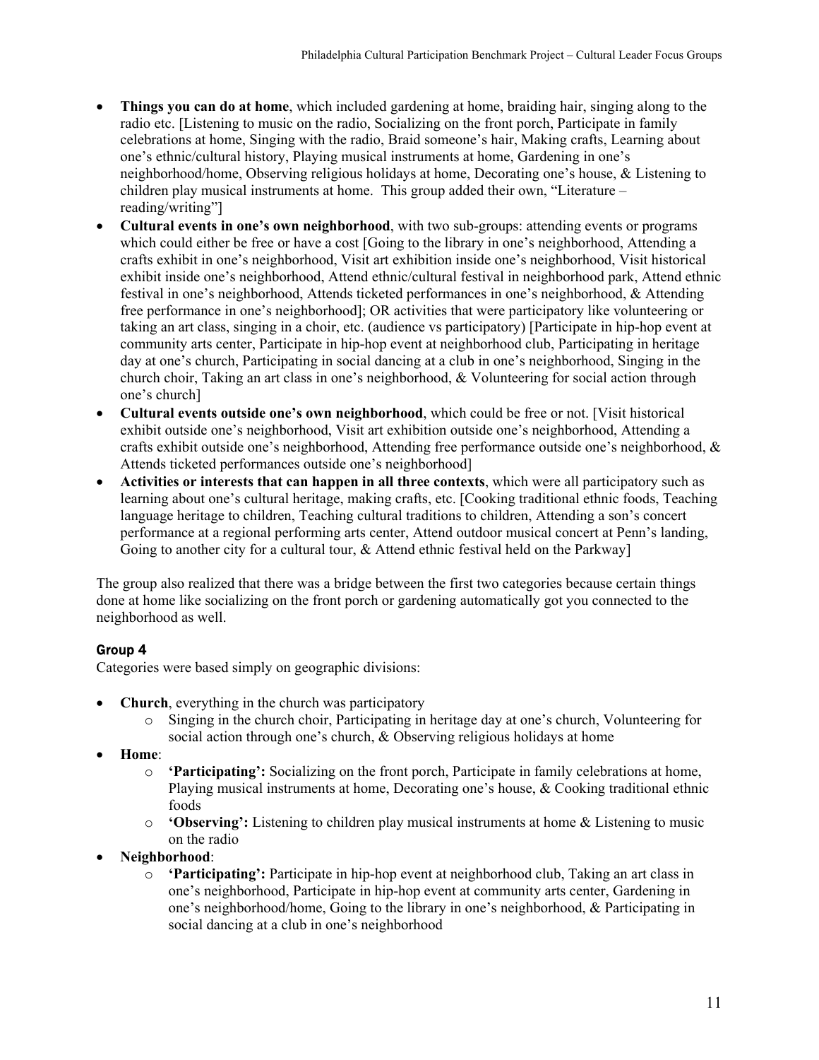- **Things you can do at home**, which included gardening at home, braiding hair, singing along to the radio etc. [Listening to music on the radio, Socializing on the front porch, Participate in family celebrations at home, Singing with the radio, Braid someone's hair, Making crafts, Learning about one's ethnic/cultural history, Playing musical instruments at home, Gardening in one's neighborhood/home, Observing religious holidays at home, Decorating one's house, & Listening to children play musical instruments at home. This group added their own, "Literature – reading/writing"]
- **Cultural events in one's own neighborhood**, with two sub-groups: attending events or programs which could either be free or have a cost [Going to the library in one's neighborhood, Attending a crafts exhibit in one's neighborhood, Visit art exhibition inside one's neighborhood, Visit historical exhibit inside one's neighborhood, Attend ethnic/cultural festival in neighborhood park, Attend ethnic festival in one's neighborhood, Attends ticketed performances in one's neighborhood, & Attending free performance in one's neighborhood]; OR activities that were participatory like volunteering or taking an art class, singing in a choir, etc. (audience vs participatory) [Participate in hip-hop event at community arts center, Participate in hip-hop event at neighborhood club, Participating in heritage day at one's church, Participating in social dancing at a club in one's neighborhood, Singing in the church choir, Taking an art class in one's neighborhood, & Volunteering for social action through one's church]
- **Cultural events outside one's own neighborhood**, which could be free or not. [Visit historical exhibit outside one's neighborhood, Visit art exhibition outside one's neighborhood, Attending a crafts exhibit outside one's neighborhood, Attending free performance outside one's neighborhood, & Attends ticketed performances outside one's neighborhood]
- **Activities or interests that can happen in all three contexts**, which were all participatory such as learning about one's cultural heritage, making crafts, etc. [Cooking traditional ethnic foods, Teaching language heritage to children, Teaching cultural traditions to children, Attending a son's concert performance at a regional performing arts center, Attend outdoor musical concert at Penn's landing, Going to another city for a cultural tour, & Attend ethnic festival held on the Parkway]

The group also realized that there was a bridge between the first two categories because certain things done at home like socializing on the front porch or gardening automatically got you connected to the neighborhood as well.

#### Group 4

Categories were based simply on geographic divisions:

- **Church**, everything in the church was participatory
  - Singing in the church choir, Participating in heritage day at one's church, Volunteering for social action through one's church, & Observing religious holidays at home
- **Home**:
  - **'Participating':** Socializing on the front porch, Participate in family celebrations at home, Playing musical instruments at home, Decorating one's house, & Cooking traditional ethnic foods
  - **'Observing':** Listening to children play musical instruments at home & Listening to music on the radio
- **Neighborhood**:
  - **'Participating':** Participate in hip-hop event at neighborhood club, Taking an art class in one's neighborhood, Participate in hip-hop event at community arts center, Gardening in one's neighborhood/home, Going to the library in one's neighborhood, & Participating in social dancing at a club in one's neighborhood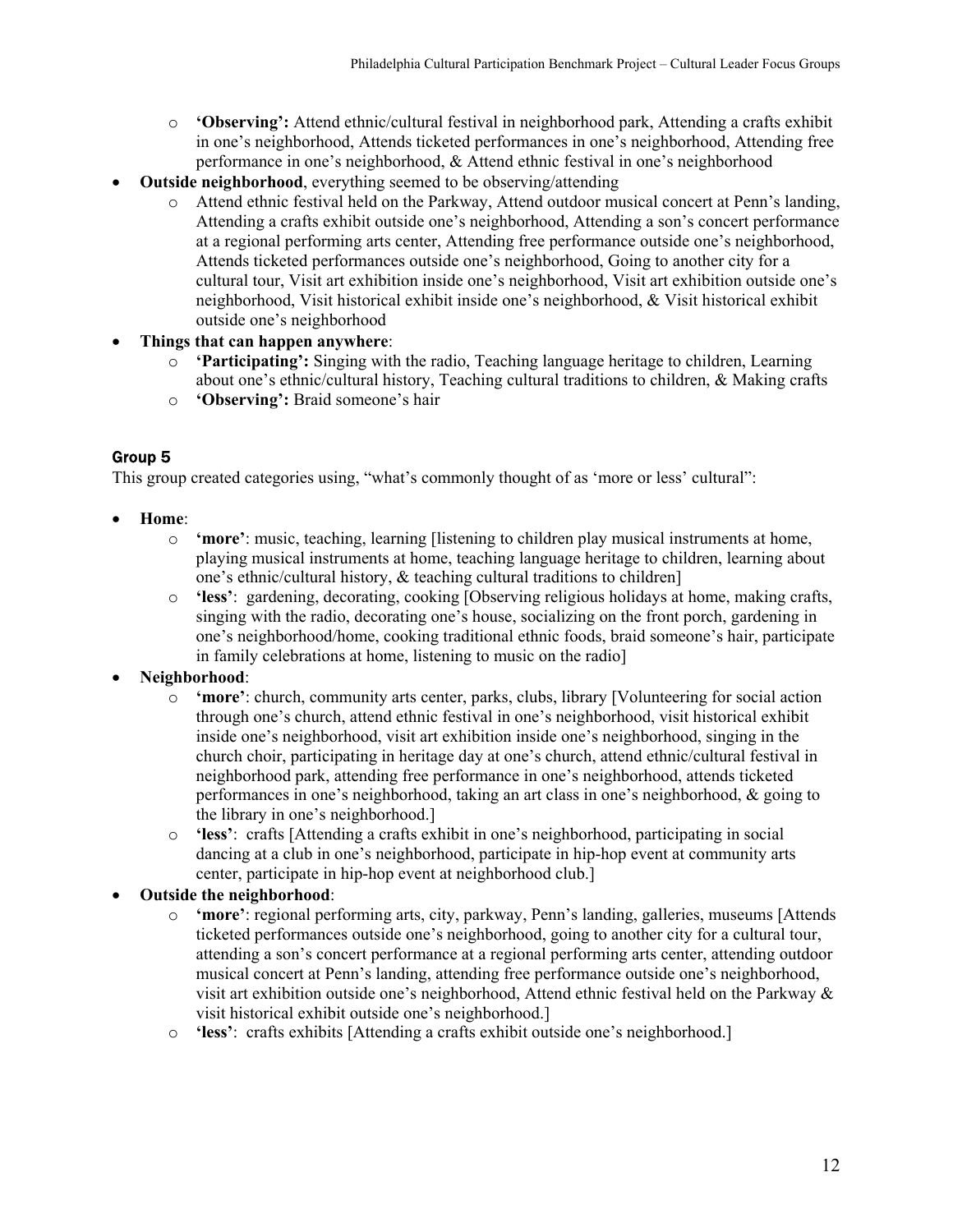- **'Observing':** Attend ethnic/cultural festival in neighborhood park, Attending a crafts exhibit in one's neighborhood, Attends ticketed performances in one's neighborhood, Attending free performance in one's neighborhood, & Attend ethnic festival in one's neighborhood

- **Outside neighborhood**, everything seemed to be observing/attending
  - Attend ethnic festival held on the Parkway, Attend outdoor musical concert at Penn's landing, Attending a crafts exhibit outside one's neighborhood, Attending a son's concert performance at a regional performing arts center, Attending free performance outside one's neighborhood, Attends ticketed performances outside one's neighborhood, Going to another city for a cultural tour, Visit art exhibition inside one's neighborhood, Visit art exhibition outside one's neighborhood, Visit historical exhibit inside one's neighborhood, & Visit historical exhibit outside one's neighborhood
- **Things that can happen anywhere**:
  - **'Participating':** Singing with the radio, Teaching language heritage to children, Learning about one's ethnic/cultural history, Teaching cultural traditions to children, & Making crafts
  - **'Observing':** Braid someone's hair

### Group 5

This group created categories using, "what's commonly thought of as 'more or less' cultural":

- **Home**:
  - **'more'**: music, teaching, learning [listening to children play musical instruments at home, playing musical instruments at home, teaching language heritage to children, learning about one's ethnic/cultural history, & teaching cultural traditions to children]
  - **'less'**: gardening, decorating, cooking [Observing religious holidays at home, making crafts, singing with the radio, decorating one's house, socializing on the front porch, gardening in one's neighborhood/home, cooking traditional ethnic foods, braid someone's hair, participate in family celebrations at home, listening to music on the radio]
- **Neighborhood**:
  - **'more'**: church, community arts center, parks, clubs, library [Volunteering for social action through one's church, attend ethnic festival in one's neighborhood, visit historical exhibit inside one's neighborhood, visit art exhibition inside one's neighborhood, singing in the church choir, participating in heritage day at one's church, attend ethnic/cultural festival in neighborhood park, attending free performance in one's neighborhood, attends ticketed performances in one's neighborhood, taking an art class in one's neighborhood, & going to the library in one's neighborhood.]
  - **'less'**: crafts [Attending a crafts exhibit in one's neighborhood, participating in social dancing at a club in one's neighborhood, participate in hip-hop event at community arts center, participate in hip-hop event at neighborhood club.]
- **Outside the neighborhood**:
  - **'more'**: regional performing arts, city, parkway, Penn's landing, galleries, museums [Attends ticketed performances outside one's neighborhood, going to another city for a cultural tour, attending a son's concert performance at a regional performing arts center, attending outdoor musical concert at Penn's landing, attending free performance outside one's neighborhood, visit art exhibition outside one's neighborhood, Attend ethnic festival held on the Parkway & visit historical exhibit outside one's neighborhood.]
  - **'less'**: crafts exhibits [Attending a crafts exhibit outside one's neighborhood.]